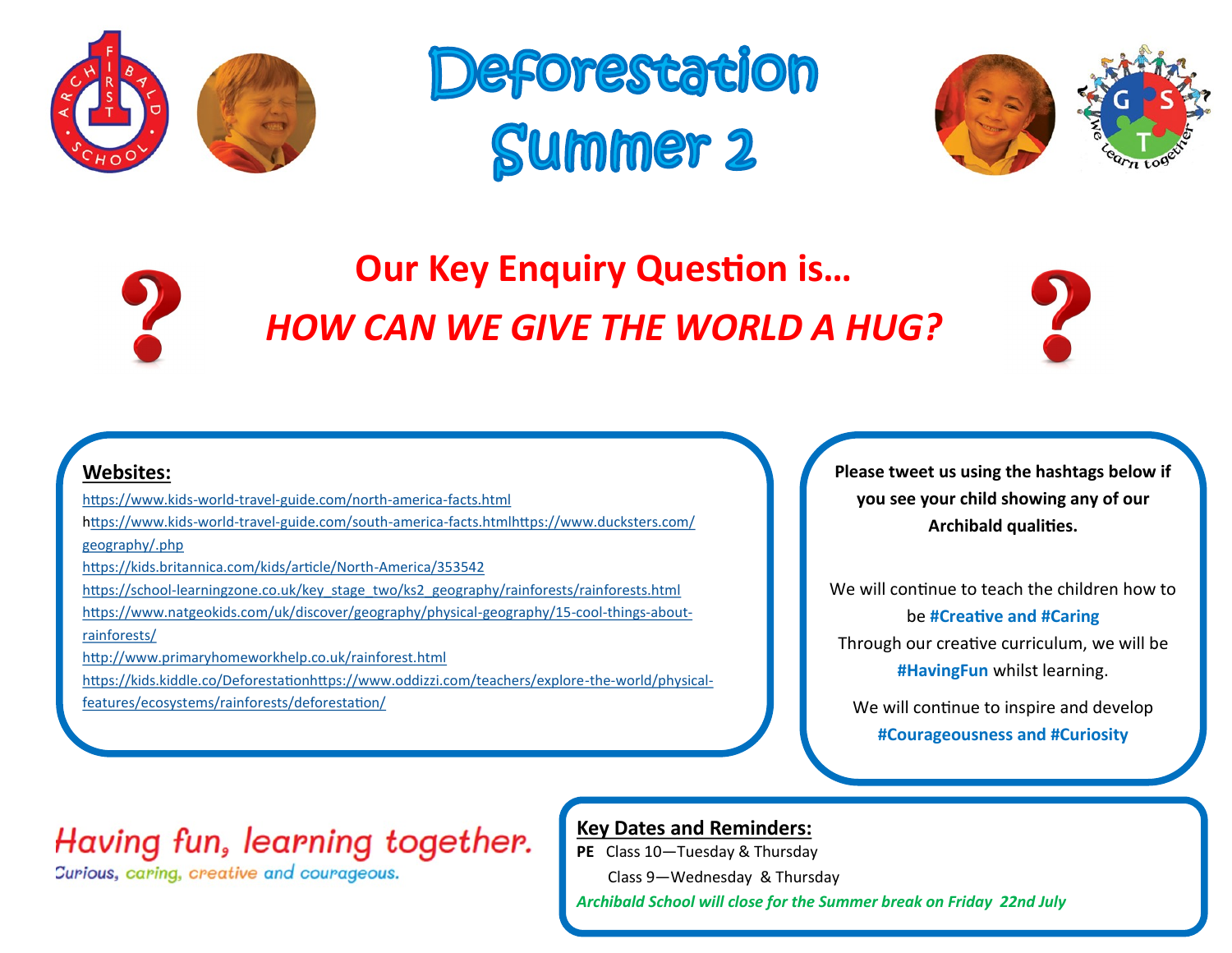# Deforestation Summer 2

## Our Key Enquiry Question is…

## *HOW CAN WE GIVE THE WORLD A HUG?*

**Websites:**

https://www.kids-world-travel-guide.com/north-america-facts.html
https://www.kids-world-travel-guide.com/south-america-facts.htmlhttps://www.ducksters.com/geography/.php
https://kids.britannica.com/kids/article/North-America/353542
https://school-learningzone.co.uk/key_stage_two/ks2_geography/rainforests/rainforests.html
https://www.natgeokids.com/uk/discover/geography/physical-geography/15-cool-things-about-rainforests/
http://www.primaryhomeworkhelp.co.uk/rainforest.html
https://kids.kiddle.co/Deforestationhttps://www.oddizzi.com/teachers/explore-the-world/physical-features/ecosystems/rainforests/deforestation/

**Please tweet us using the hashtags below if you see your child showing any of our Archibald qualities.**

We will continue to teach the children how to be **#Creative and #Caring**

Through our creative curriculum, we will be **#HavingFun** whilst learning.

We will continue to inspire and develop **#Courageousness and #Curiosity**

*Having fun, learning together.*

Curious, caring, creative and courageous.

**Key Dates and Reminders:**

**PE** Class 10—Tuesday & Thursday

Class 9—Wednesday & Thursday

*Archibald School will close for the Summer break on Friday 22nd July*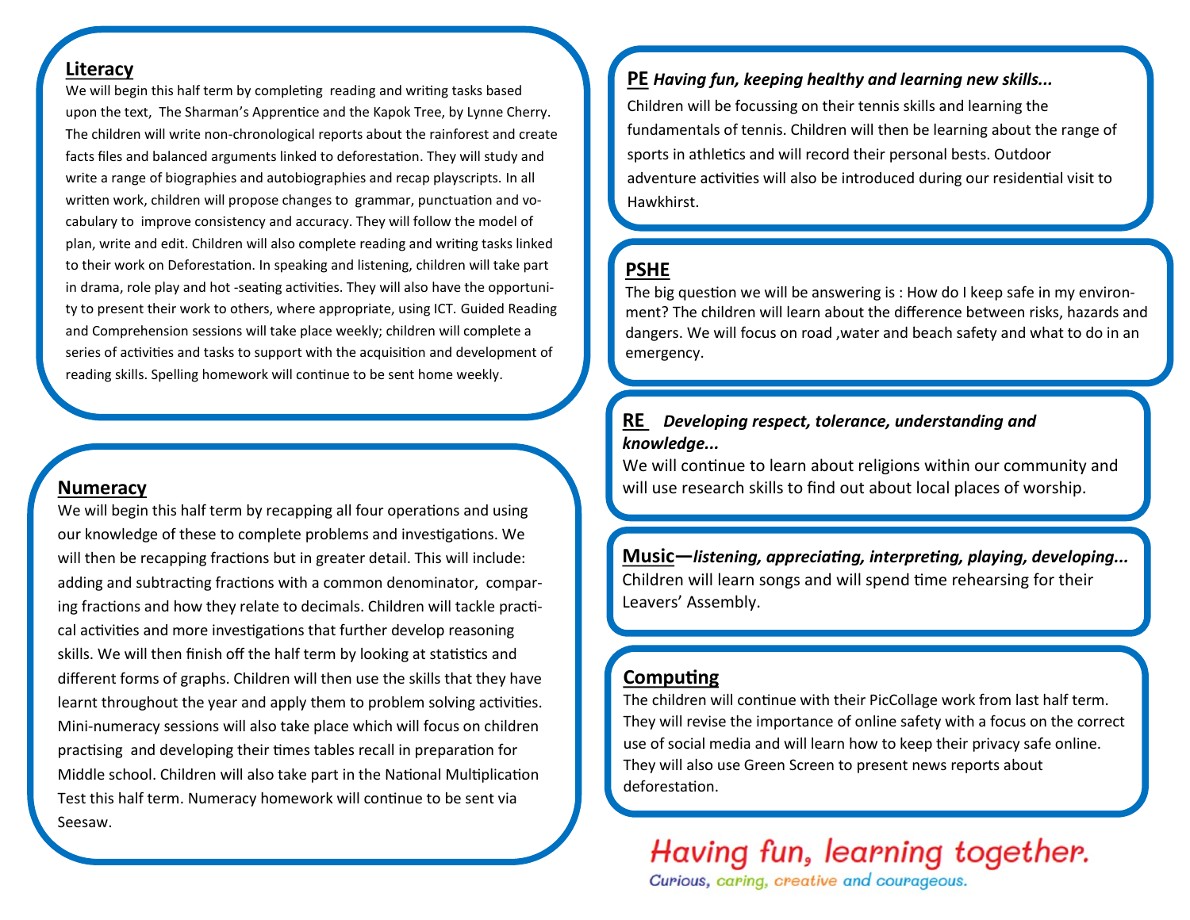## Literacy

We will begin this half term by completing reading and writing tasks based upon the text, The Sharman's Apprentice and the Kapok Tree, by Lynne Cherry. The children will write non-chronological reports about the rainforest and create facts files and balanced arguments linked to deforestation. They will study and write a range of biographies and autobiographies and recap playscripts. In all written work, children will propose changes to grammar, punctuation and vocabulary to improve consistency and accuracy. They will follow the model of plan, write and edit. Children will also complete reading and writing tasks linked to their work on Deforestation. In speaking and listening, children will take part in drama, role play and hot -seating activities. They will also have the opportunity to present their work to others, where appropriate, using ICT. Guided Reading and Comprehension sessions will take place weekly; children will complete a series of activities and tasks to support with the acquisition and development of reading skills. Spelling homework will continue to be sent home weekly.

## Numeracy

We will begin this half term by recapping all four operations and using our knowledge of these to complete problems and investigations. We will then be recapping fractions but in greater detail. This will include: adding and subtracting fractions with a common denominator, comparing fractions and how they relate to decimals. Children will tackle practical activities and more investigations that further develop reasoning skills. We will then finish off the half term by looking at statistics and different forms of graphs. Children will then use the skills that they have learnt throughout the year and apply them to problem solving activities. Mini-numeracy sessions will also take place which will focus on children practising and developing their times tables recall in preparation for Middle school. Children will also take part in the National Multiplication Test this half term. Numeracy homework will continue to be sent via Seesaw.

## PE *Having fun, keeping healthy and learning new skills...*

Children will be focussing on their tennis skills and learning the fundamentals of tennis. Children will then be learning about the range of sports in athletics and will record their personal bests. Outdoor adventure activities will also be introduced during our residential visit to Hawkhirst.

## PSHE

The big question we will be answering is : How do I keep safe in my environment? The children will learn about the difference between risks, hazards and dangers. We will focus on road ,water and beach safety and what to do in an emergency.

## RE *Developing respect, tolerance, understanding and knowledge...*

We will continue to learn about religions within our community and will use research skills to find out about local places of worship.

## Music—*listening, appreciating, interpreting, playing, developing...*

Children will learn songs and will spend time rehearsing for their Leavers' Assembly.

## Computing

The children will continue with their PicCollage work from last half term. They will revise the importance of online safety with a focus on the correct use of social media and will learn how to keep their privacy safe online. They will also use Green Screen to present news reports about deforestation.

Having fun, learning together.

Curious, caring, creative and courageous.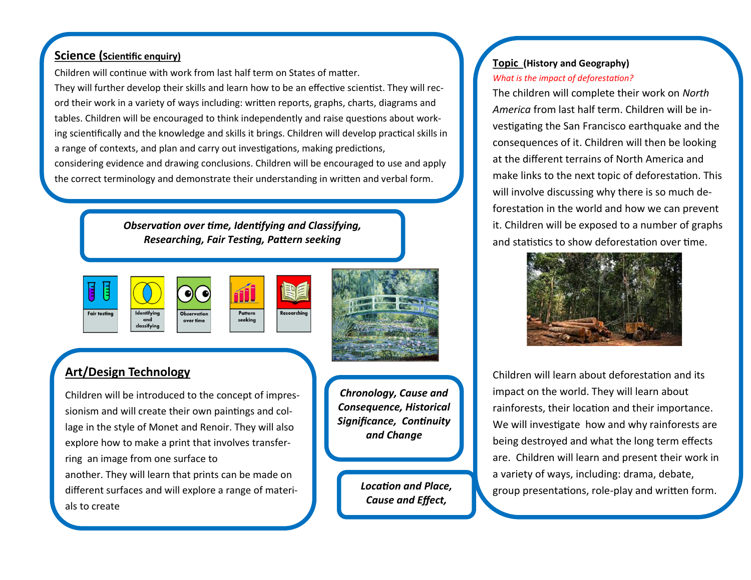## Science (Scientific enquiry)

Children will continue with work from last half term on States of matter.
They will further develop their skills and learn how to be an effective scientist. They will record their work in a variety of ways including: written reports, graphs, charts, diagrams and tables. Children will be encouraged to think independently and raise questions about working scientifically and the knowledge and skills it brings. Children will develop practical skills in a range of contexts, and plan and carry out investigations, making predictions, considering evidence and drawing conclusions. Children will be encouraged to use and apply the correct terminology and demonstrate their understanding in written and verbal form.

***Observation over time, Identifying and Classifying, Researching, Fair Testing, Pattern seeking***

Fair testing | Identifying and classifying | Observation over time | Pattern seeking | Researching

## Art/Design Technology

Children will be introduced to the concept of impressionism and will create their own paintings and collage in the style of Monet and Renoir. They will also explore how to make a print that involves transferring an image from one surface to another. They will learn that prints can be made on different surfaces and will explore a range of materials to create

***Chronology, Cause and Consequence, Historical Significance, Continuity and Change***

***Location and Place, Cause and Effect,***

## Topic (History and Geography)

*What is the impact of deforestation?*

The children will complete their work on *North America* from last half term. Children will be investigating the San Francisco earthquake and the consequences of it. Children will then be looking at the different terrains of North America and make links to the next topic of deforestation. This will involve discussing why there is so much deforestation in the world and how we can prevent it. Children will be exposed to a number of graphs and statistics to show deforestation over time.

Children will learn about deforestation and its impact on the world. They will learn about rainforests, their location and their importance. We will investigate how and why rainforests are being destroyed and what the long term effects are. Children will learn and present their work in a variety of ways, including: drama, debate, group presentations, role-play and written form.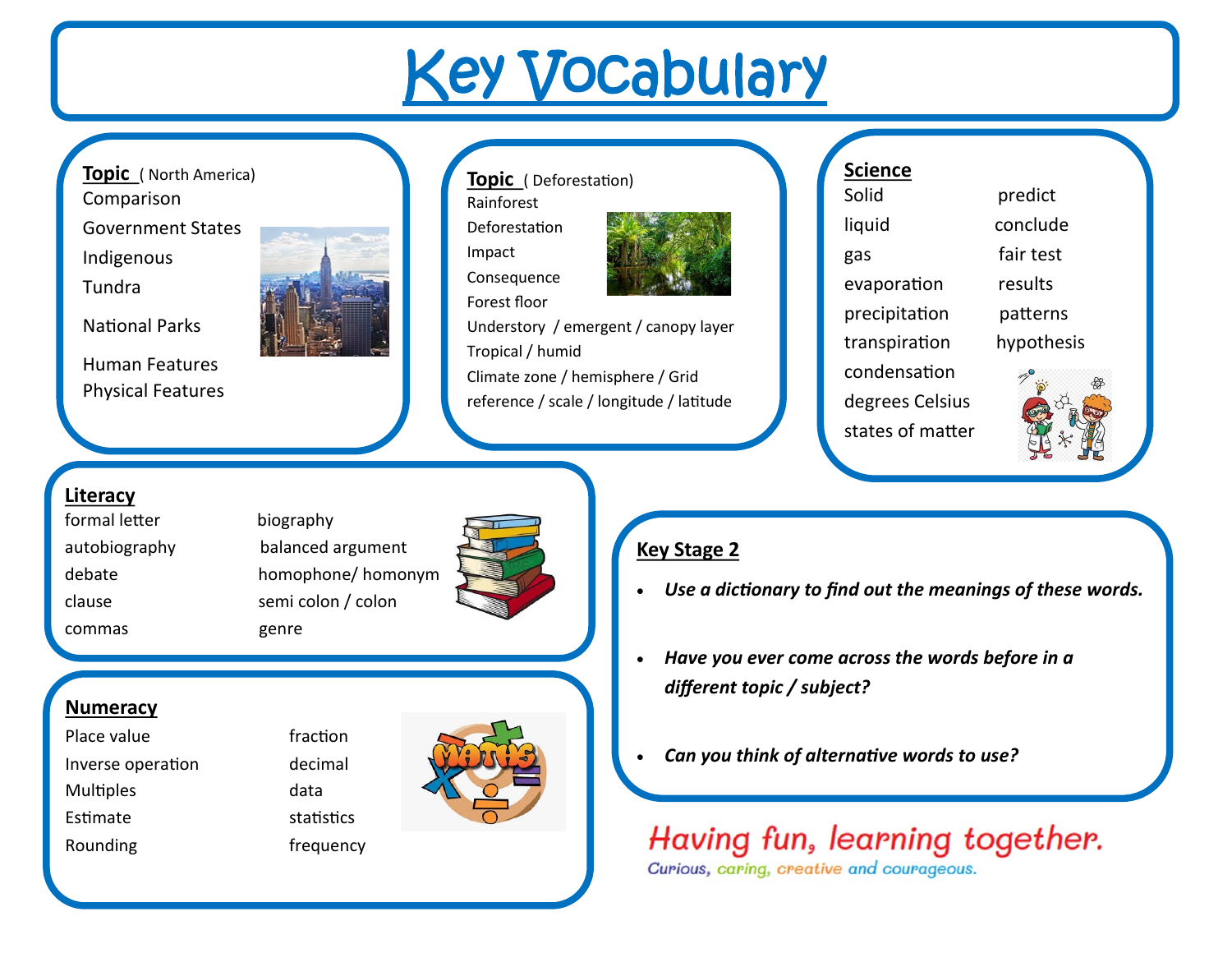# Key Vocabulary

## Topic ( North America)

Comparison

Government States

Indigenous

Tundra

National Parks

Human Features

Physical Features

## Topic ( Deforestation)

Rainforest

Deforestation

Impact

Consequence

Forest floor

Understory / emergent / canopy layer

Tropical / humid

Climate zone / hemisphere / Grid reference / scale / longitude / latitude

## Science

Solid

liquid

gas

evaporation

precipitation

transpiration

condensation

degrees Celsius

states of matter

predict

conclude

fair test

results

patterns

hypothesis

## Literacy

formal letter

autobiography

debate

clause

commas

biography

balanced argument

homophone/ homonym

semi colon / colon

genre

## Numeracy

Place value

Inverse operation

Multiples

Estimate

Rounding

fraction

decimal

data

statistics

frequency

## Key Stage 2

- ***Use a dictionary to find out the meanings of these words.***
- ***Have you ever come across the words before in a different topic / subject?***
- ***Can you think of alternative words to use?***

Having fun, learning together.

Curious, caring, creative and courageous.